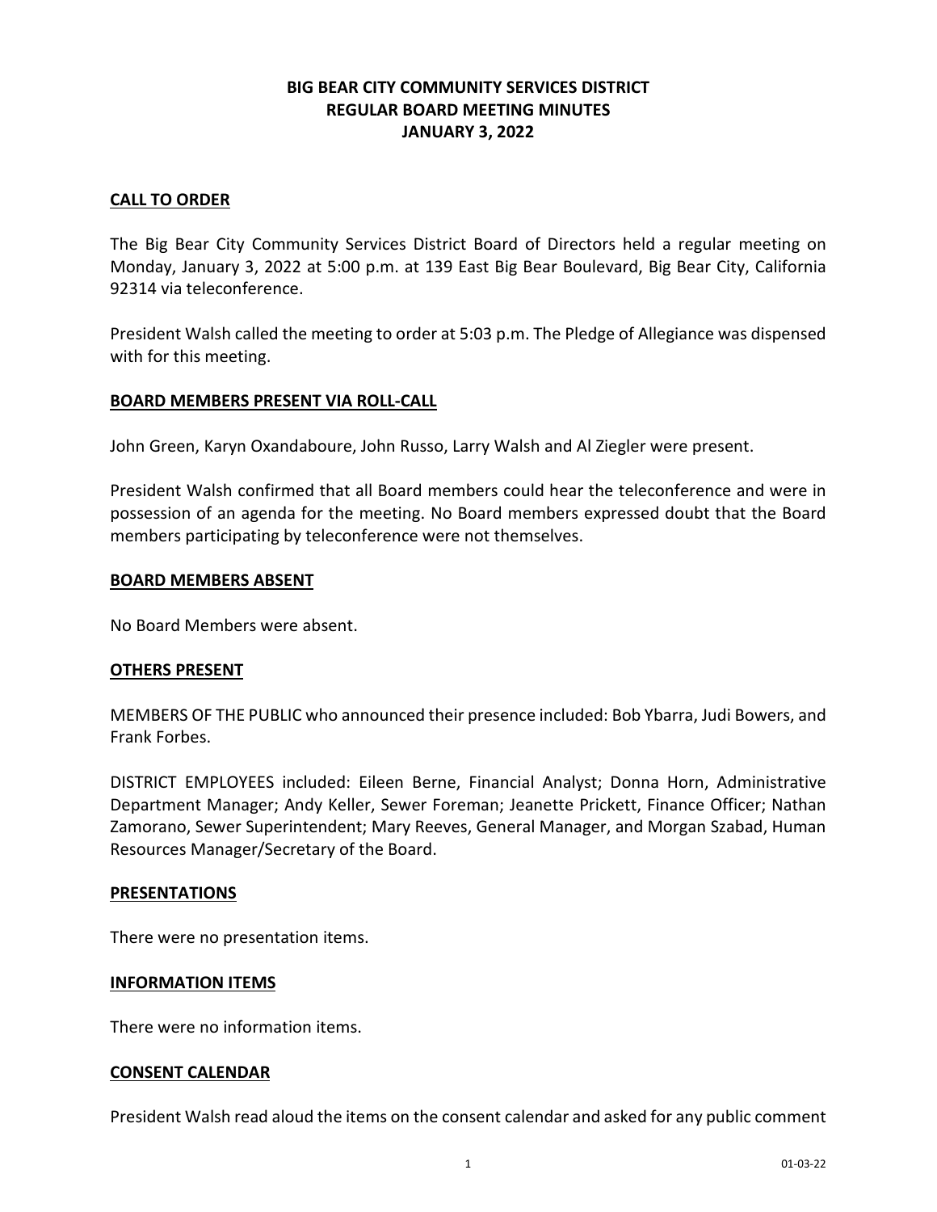# BIG BEAR CITY COMMUNITY SERVICES DISTRICT
## REGULAR BOARD MEETING MINUTES
## JANUARY 3, 2022

### CALL TO ORDER

The Big Bear City Community Services District Board of Directors held a regular meeting on Monday, January 3, 2022 at 5:00 p.m. at 139 East Big Bear Boulevard, Big Bear City, California 92314 via teleconference.

President Walsh called the meeting to order at 5:03 p.m. The Pledge of Allegiance was dispensed with for this meeting.

### BOARD MEMBERS PRESENT VIA ROLL-CALL

John Green, Karyn Oxandaboure, John Russo, Larry Walsh and Al Ziegler were present.

President Walsh confirmed that all Board members could hear the teleconference and were in possession of an agenda for the meeting. No Board members expressed doubt that the Board members participating by teleconference were not themselves.

### BOARD MEMBERS ABSENT

No Board Members were absent.

### OTHERS PRESENT

MEMBERS OF THE PUBLIC who announced their presence included: Bob Ybarra, Judi Bowers, and Frank Forbes.

DISTRICT EMPLOYEES included: Eileen Berne, Financial Analyst; Donna Horn, Administrative Department Manager; Andy Keller, Sewer Foreman; Jeanette Prickett, Finance Officer; Nathan Zamorano, Sewer Superintendent; Mary Reeves, General Manager, and Morgan Szabad, Human Resources Manager/Secretary of the Board.

### PRESENTATIONS

There were no presentation items.

### INFORMATION ITEMS

There were no information items.

### CONSENT CALENDAR

President Walsh read aloud the items on the consent calendar and asked for any public comment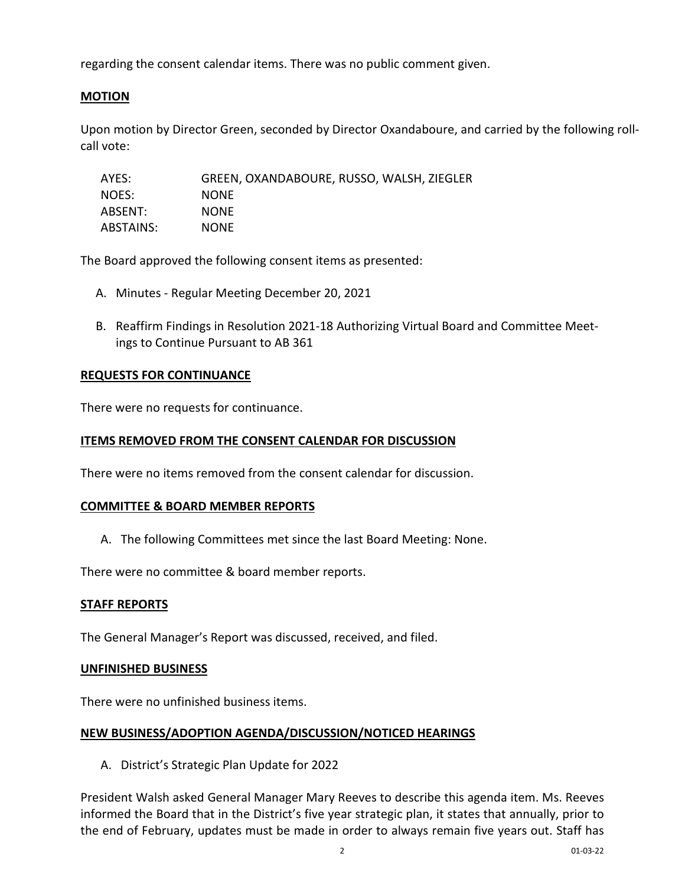regarding the consent calendar items. There was no public comment given.

**MOTION**

Upon motion by Director Green, seconded by Director Oxandaboure, and carried by the following roll-call vote:

| | |
|---|---|
| AYES: | GREEN, OXANDABOURE, RUSSO, WALSH, ZIEGLER |
| NOES: | NONE |
| ABSENT: | NONE |
| ABSTAINS: | NONE |

The Board approved the following consent items as presented:

A. Minutes - Regular Meeting December 20, 2021

B. Reaffirm Findings in Resolution 2021-18 Authorizing Virtual Board and Committee Meetings to Continue Pursuant to AB 361

**REQUESTS FOR CONTINUANCE**

There were no requests for continuance.

**ITEMS REMOVED FROM THE CONSENT CALENDAR FOR DISCUSSION**

There were no items removed from the consent calendar for discussion.

**COMMITTEE & BOARD MEMBER REPORTS**

A. The following Committees met since the last Board Meeting: None.

There were no committee & board member reports.

**STAFF REPORTS**

The General Manager's Report was discussed, received, and filed.

**UNFINISHED BUSINESS**

There were no unfinished business items.

**NEW BUSINESS/ADOPTION AGENDA/DISCUSSION/NOTICED HEARINGS**

A. District's Strategic Plan Update for 2022

President Walsh asked General Manager Mary Reeves to describe this agenda item. Ms. Reeves informed the Board that in the District's five year strategic plan, it states that annually, prior to the end of February, updates must be made in order to always remain five years out. Staff has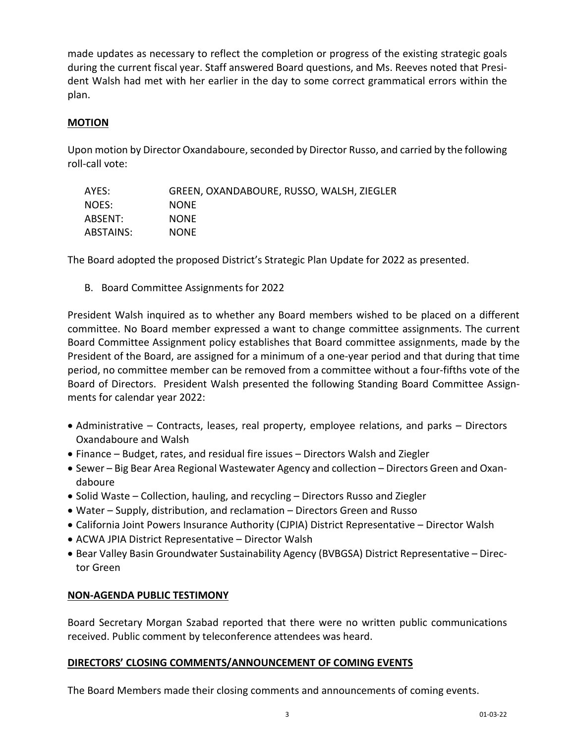made updates as necessary to reflect the completion or progress of the existing strategic goals during the current fiscal year. Staff answered Board questions, and Ms. Reeves noted that President Walsh had met with her earlier in the day to some correct grammatical errors within the plan.

**MOTION**

Upon motion by Director Oxandaboure, seconded by Director Russo, and carried by the following roll-call vote:

| | |
|---|---|
| AYES: | GREEN, OXANDABOURE, RUSSO, WALSH, ZIEGLER |
| NOES: | NONE |
| ABSENT: | NONE |
| ABSTAINS: | NONE |

The Board adopted the proposed District's Strategic Plan Update for 2022 as presented.

B. Board Committee Assignments for 2022

President Walsh inquired as to whether any Board members wished to be placed on a different committee. No Board member expressed a want to change committee assignments. The current Board Committee Assignment policy establishes that Board committee assignments, made by the President of the Board, are assigned for a minimum of a one-year period and that during that time period, no committee member can be removed from a committee without a four-fifths vote of the Board of Directors. President Walsh presented the following Standing Board Committee Assignments for calendar year 2022:

- Administrative – Contracts, leases, real property, employee relations, and parks – Directors Oxandaboure and Walsh
- Finance – Budget, rates, and residual fire issues – Directors Walsh and Ziegler
- Sewer – Big Bear Area Regional Wastewater Agency and collection – Directors Green and Oxandaboure
- Solid Waste – Collection, hauling, and recycling – Directors Russo and Ziegler
- Water – Supply, distribution, and reclamation – Directors Green and Russo
- California Joint Powers Insurance Authority (CJPIA) District Representative – Director Walsh
- ACWA JPIA District Representative – Director Walsh
- Bear Valley Basin Groundwater Sustainability Agency (BVBGSA) District Representative – Director Green

**NON-AGENDA PUBLIC TESTIMONY**

Board Secretary Morgan Szabad reported that there were no written public communications received. Public comment by teleconference attendees was heard.

**DIRECTORS' CLOSING COMMENTS/ANNOUNCEMENT OF COMING EVENTS**

The Board Members made their closing comments and announcements of coming events.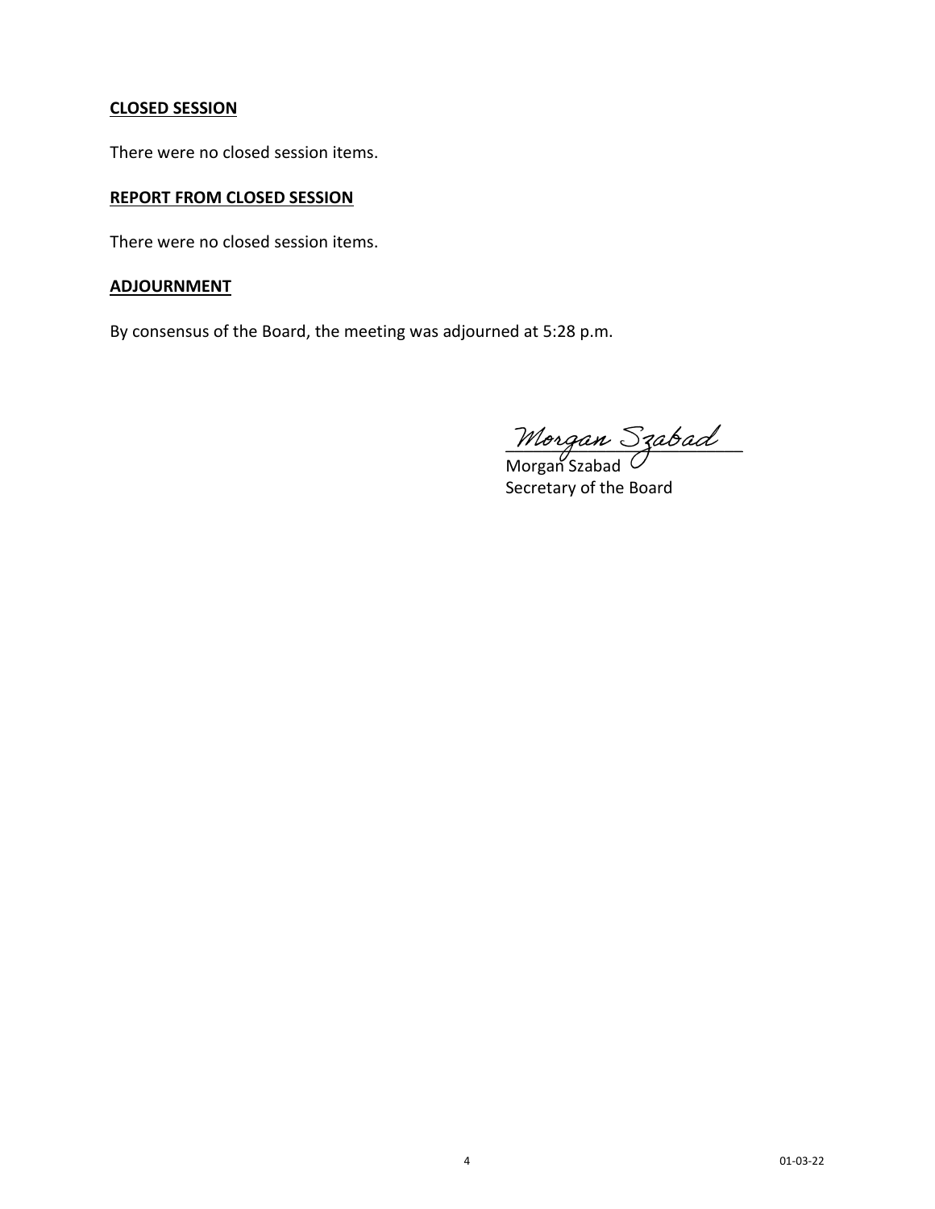**CLOSED SESSION**

There were no closed session items.

**REPORT FROM CLOSED SESSION**

There were no closed session items.

**ADJOURNMENT**

By consensus of the Board, the meeting was adjourned at 5:28 p.m.

Morgan Szabad

Morgan Szabad
Secretary of the Board